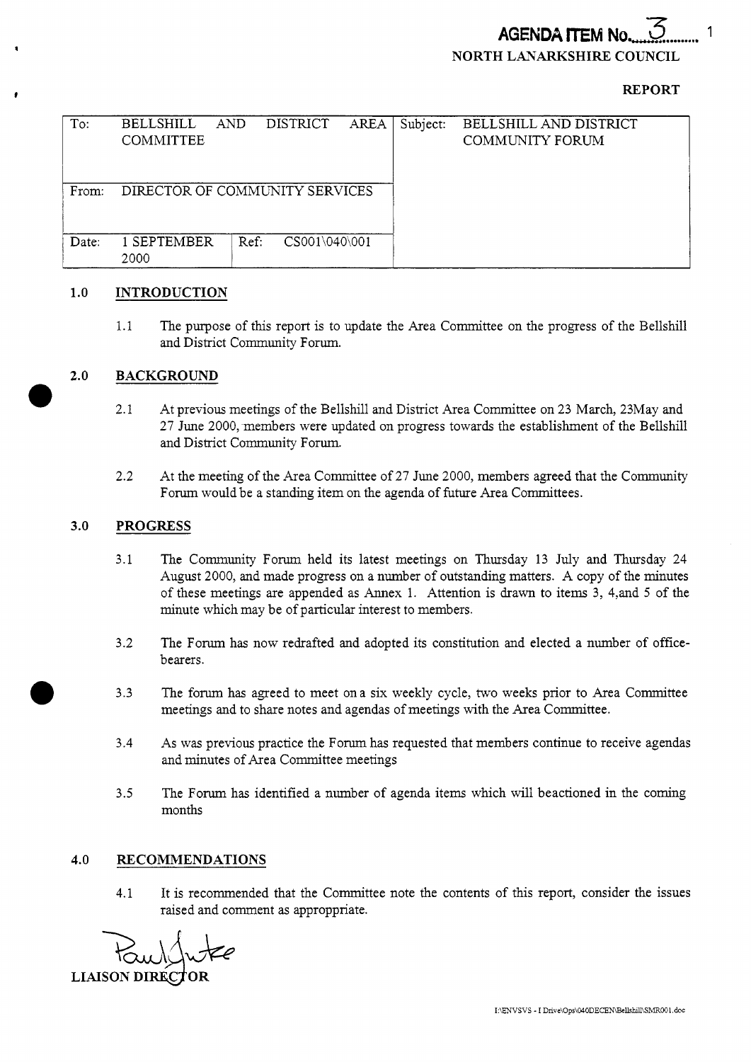**AGENDA ITEM No. 3**

**NORTH LANARKSHIRE COUNCIL**

**REPORT**

| To: | BELLSHILL AND DISTRICT AREA COMMITTEE | | | Subject: | BELLSHILL AND DISTRICT COMMUNITY FORUM |
|---|---|---|---|---|---|
| From: | DIRECTOR OF COMMUNITY SERVICES | | | | |
| Date: | 1 SEPTEMBER 2000 | Ref: | CS001\040\001 | | |

## 1.0 INTRODUCTION

1.1 The purpose of this report is to update the Area Committee on the progress of the Bellshill and District Community Forum.

## 2.0 BACKGROUND

2.1 At previous meetings of the Bellshill and District Area Committee on 23 March, 23May and 27 June 2000, members were updated on progress towards the establishment of the Bellshill and District Community Forum.

2.2 At the meeting of the Area Committee of 27 June 2000, members agreed that the Community Forum would be a standing item on the agenda of future Area Committees.

## 3.0 PROGRESS

3.1 The Community Forum held its latest meetings on Thursday 13 July and Thursday 24 August 2000, and made progress on a number of outstanding matters. A copy of the minutes of these meetings are appended as Annex 1. Attention is drawn to items 3, 4,and 5 of the minute which may be of particular interest to members.

3.2 The Forum has now redrafted and adopted its constitution and elected a number of office-bearers.

3.3 The forum has agreed to meet on a six weekly cycle, two weeks prior to Area Committee meetings and to share notes and agendas of meetings with the Area Committee.

3.4 As was previous practice the Forum has requested that members continue to receive agendas and minutes of Area Committee meetings

3.5 The Forum has identified a number of agenda items which will beactioned in the coming months

## 4.0 RECOMMENDATIONS

4.1 It is recommended that the Committee note the contents of this report, consider the issues raised and comment as approppriate.

Paul Jukes

**LIAISON DIRECTOR**

I:\ENVSVS - I Drive\Ops\040DECEN\Bellshill\SMR001.doc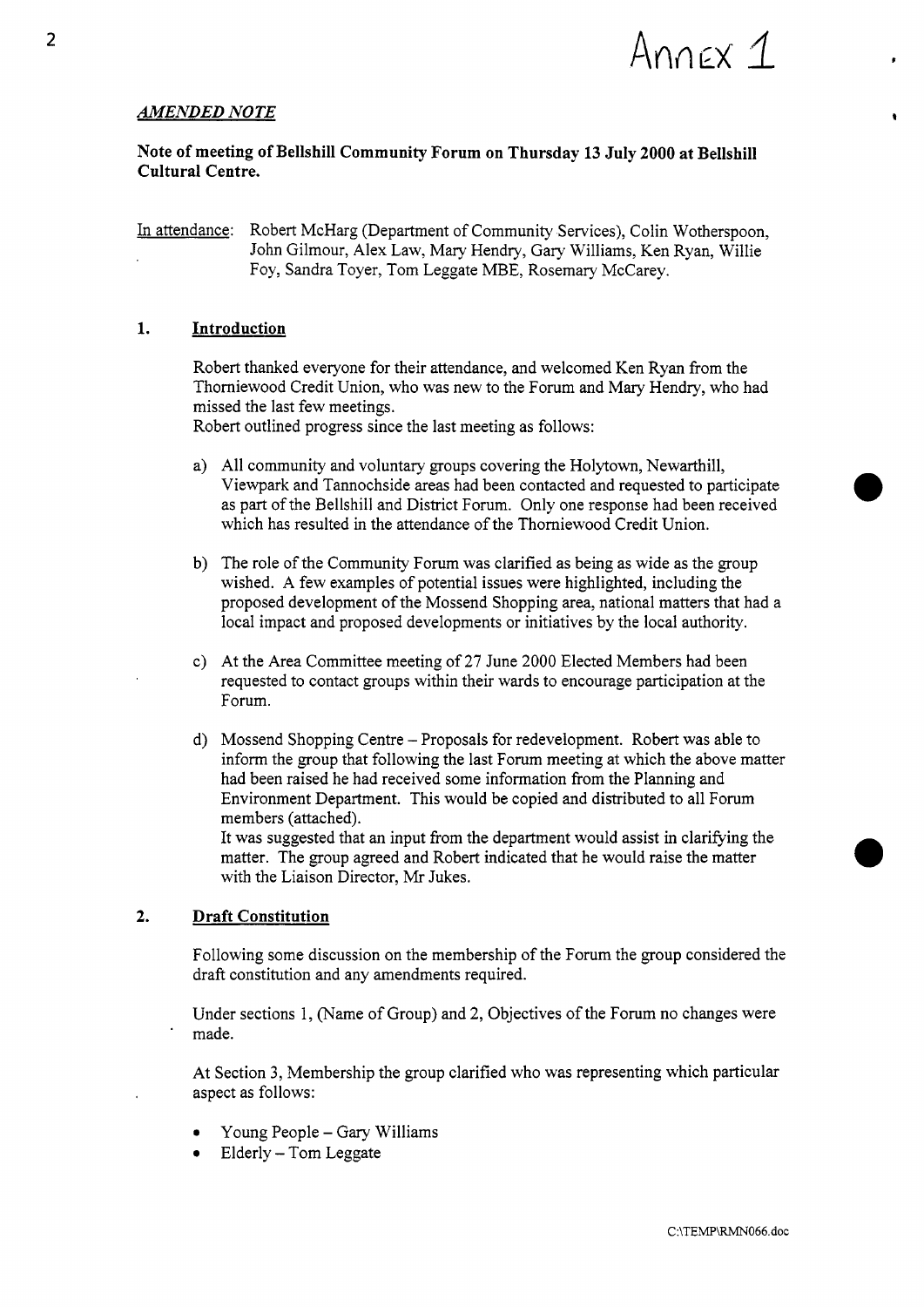Annex 1

*AMENDED NOTE*

**Note of meeting of Bellshill Community Forum on Thursday 13 July 2000 at Bellshill Cultural Centre.**

In attendance: Robert McHarg (Department of Community Services), Colin Wotherspoon, John Gilmour, Alex Law, Mary Hendry, Gary Williams, Ken Ryan, Willie Foy, Sandra Toyer, Tom Leggate MBE, Rosemary McCarey.

## 1. Introduction

Robert thanked everyone for their attendance, and welcomed Ken Ryan from the Thorniewood Credit Union, who was new to the Forum and Mary Hendry, who had missed the last few meetings.
Robert outlined progress since the last meeting as follows:

a) All community and voluntary groups covering the Holytown, Newarthill, Viewpark and Tannochside areas had been contacted and requested to participate as part of the Bellshill and District Forum. Only one response had been received which has resulted in the attendance of the Thorniewood Credit Union.

b) The role of the Community Forum was clarified as being as wide as the group wished. A few examples of potential issues were highlighted, including the proposed development of the Mossend Shopping area, national matters that had a local impact and proposed developments or initiatives by the local authority.

c) At the Area Committee meeting of 27 June 2000 Elected Members had been requested to contact groups within their wards to encourage participation at the Forum.

d) Mossend Shopping Centre – Proposals for redevelopment. Robert was able to inform the group that following the last Forum meeting at which the above matter had been raised he had received some information from the Planning and Environment Department. This would be copied and distributed to all Forum members (attached).
It was suggested that an input from the department would assist in clarifying the matter. The group agreed and Robert indicated that he would raise the matter with the Liaison Director, Mr Jukes.

## 2. Draft Constitution

Following some discussion on the membership of the Forum the group considered the draft constitution and any amendments required.

Under sections 1, (Name of Group) and 2, Objectives of the Forum no changes were made.

At Section 3, Membership the group clarified who was representing which particular aspect as follows:

- Young People – Gary Williams
- Elderly – Tom Leggate

C:\TEMP\RMN066.doc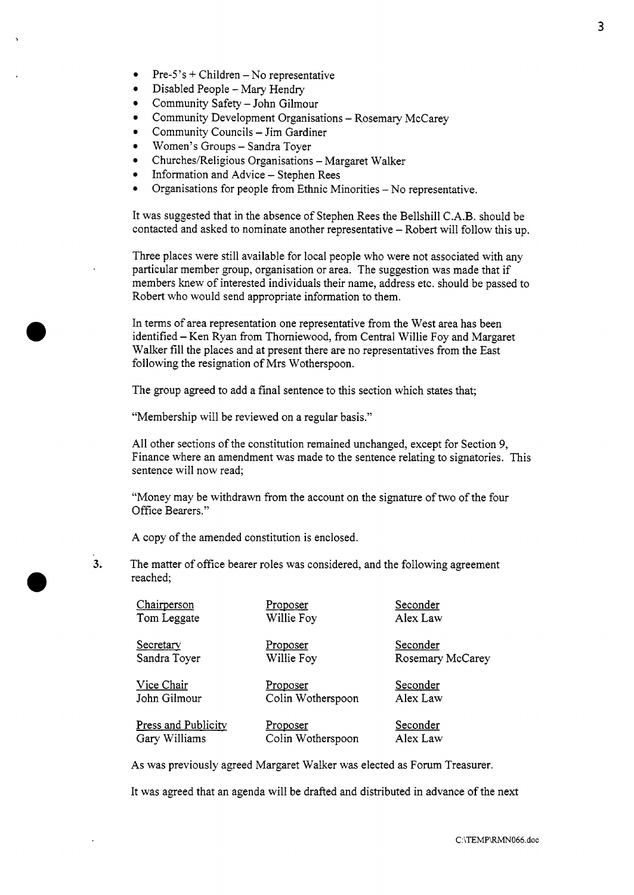- Pre-5's + Children – No representative
- Disabled People – Mary Hendry
- Community Safety – John Gilmour
- Community Development Organisations – Rosemary McCarey
- Community Councils – Jim Gardiner
- Women's Groups – Sandra Toyer
- Churches/Religious Organisations – Margaret Walker
- Information and Advice – Stephen Rees
- Organisations for people from Ethnic Minorities – No representative.

It was suggested that in the absence of Stephen Rees the Bellshill C.A.B. should be contacted and asked to nominate another representative – Robert will follow this up.

Three places were still available for local people who were not associated with any particular member group, organisation or area. The suggestion was made that if members knew of interested individuals their name, address etc. should be passed to Robert who would send appropriate information to them.

In terms of area representation one representative from the West area has been identified – Ken Ryan from Thorniewood, from Central Willie Foy and Margaret Walker fill the places and at present there are no representatives from the East following the resignation of Mrs Wotherspoon.

The group agreed to add a final sentence to this section which states that;

"Membership will be reviewed on a regular basis."

All other sections of the constitution remained unchanged, except for Section 9, Finance where an amendment was made to the sentence relating to signatories. This sentence will now read;

"Money may be withdrawn from the account on the signature of two of the four Office Bearers."

A copy of the amended constitution is enclosed.

3. The matter of office bearer roles was considered, and the following agreement reached;

| Role | Proposer | Seconder |
|---|---|---|
| Chairperson<br>Tom Leggate | Willie Foy | Alex Law |
| Secretary<br>Sandra Toyer | Willie Foy | Rosemary McCarey |
| Vice Chair<br>John Gilmour | Colin Wotherspoon | Alex Law |
| Press and Publicity<br>Gary Williams | Colin Wotherspoon | Alex Law |

As was previously agreed Margaret Walker was elected as Forum Treasurer.

It was agreed that an agenda will be drafted and distributed in advance of the next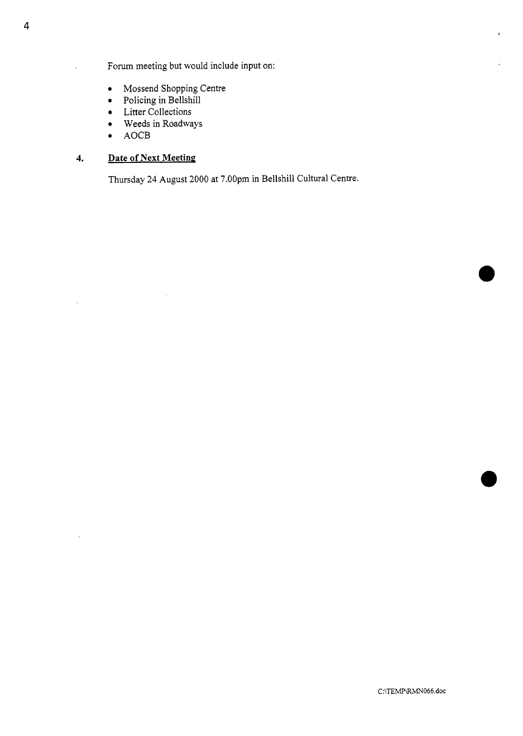Forum meeting but would include input on:

- Mossend Shopping Centre
- Policing in Bellshill
- Litter Collections
- Weeds in Roadways
- AOCB

## 4. Date of Next Meeting

Thursday 24 August 2000 at 7.00pm in Bellshill Cultural Centre.

C:\TEMP\RMN066.doc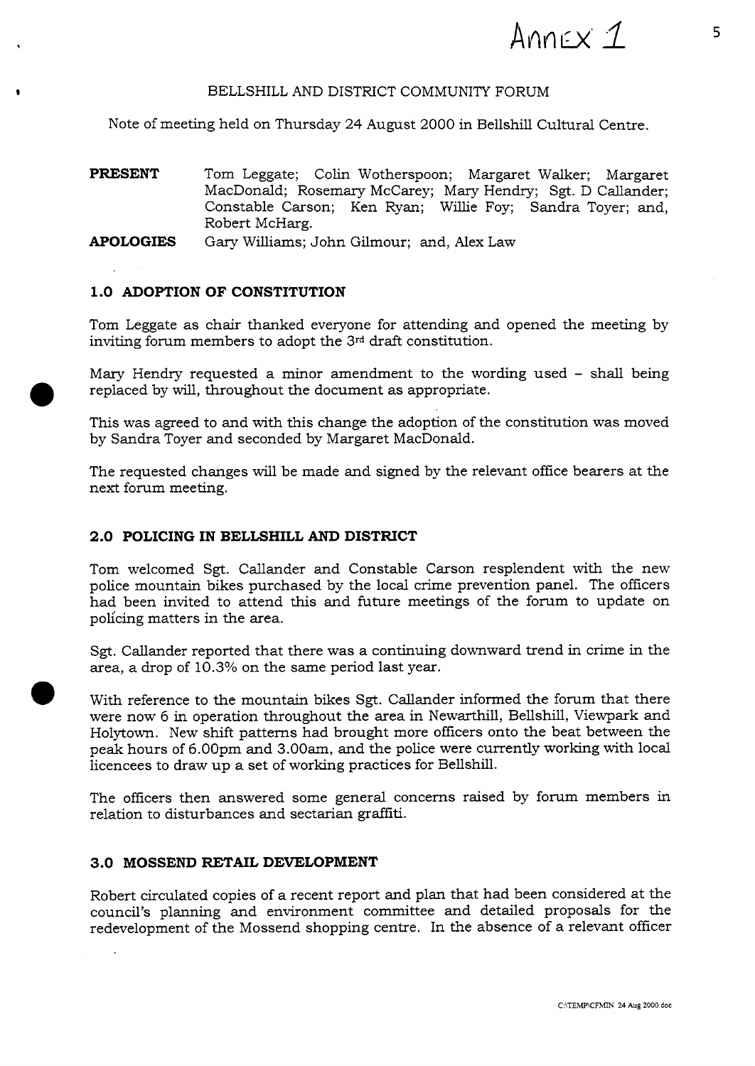Annex 1

BELLSHILL AND DISTRICT COMMUNITY FORUM

Note of meeting held on Thursday 24 August 2000 in Bellshill Cultural Centre.

**PRESENT** Tom Leggate; Colin Wotherspoon; Margaret Walker; Margaret MacDonald; Rosemary McCarey; Mary Hendry; Sgt. D Callander; Constable Carson; Ken Ryan; Willie Foy; Sandra Toyer; and, Robert McHarg.

**APOLOGIES** Gary Williams; John Gilmour; and, Alex Law

## 1.0 ADOPTION OF CONSTITUTION

Tom Leggate as chair thanked everyone for attending and opened the meeting by inviting forum members to adopt the 3rd draft constitution.

Mary Hendry requested a minor amendment to the wording used – shall being replaced by will, throughout the document as appropriate.

This was agreed to and with this change the adoption of the constitution was moved by Sandra Toyer and seconded by Margaret MacDonald.

The requested changes will be made and signed by the relevant office bearers at the next forum meeting.

## 2.0 POLICING IN BELLSHILL AND DISTRICT

Tom welcomed Sgt. Callander and Constable Carson resplendent with the new police mountain bikes purchased by the local crime prevention panel. The officers had been invited to attend this and future meetings of the forum to update on policing matters in the area.

Sgt. Callander reported that there was a continuing downward trend in crime in the area, a drop of 10.3% on the same period last year.

With reference to the mountain bikes Sgt. Callander informed the forum that there were now 6 in operation throughout the area in Newarthill, Bellshill, Viewpark and Holytown. New shift patterns had brought more officers onto the beat between the peak hours of 6.00pm and 3.00am, and the police were currently working with local licencees to draw up a set of working practices for Bellshill.

The officers then answered some general concerns raised by forum members in relation to disturbances and sectarian graffiti.

## 3.0 MOSSEND RETAIL DEVELOPMENT

Robert circulated copies of a recent report and plan that had been considered at the council's planning and environment committee and detailed proposals for the redevelopment of the Mossend shopping centre. In the absence of a relevant officer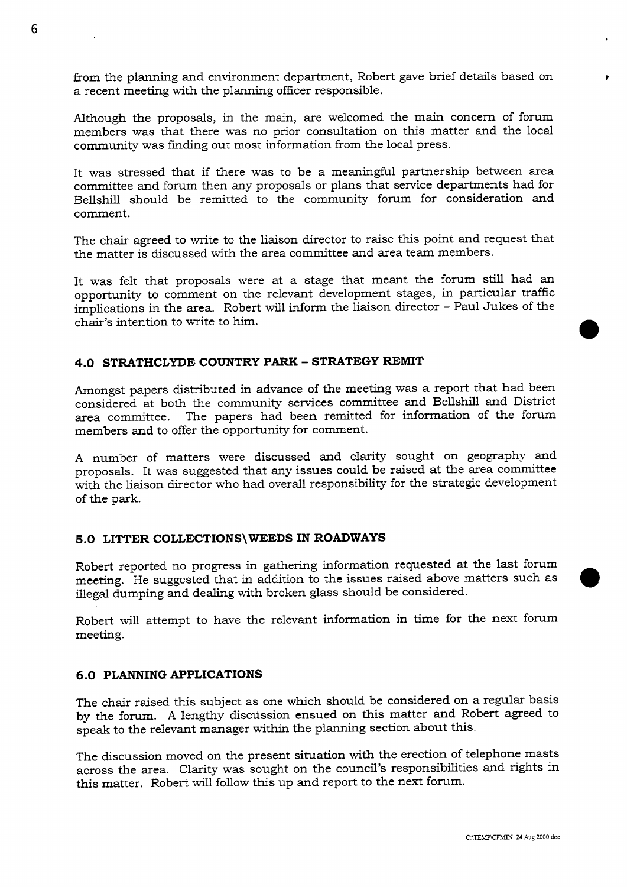from the planning and environment department, Robert gave brief details based on a recent meeting with the planning officer responsible.

Although the proposals, in the main, are welcomed the main concern of forum members was that there was no prior consultation on this matter and the local community was finding out most information from the local press.

It was stressed that if there was to be a meaningful partnership between area committee and forum then any proposals or plans that service departments had for Bellshill should be remitted to the community forum for consideration and comment.

The chair agreed to write to the liaison director to raise this point and request that the matter is discussed with the area committee and area team members.

It was felt that proposals were at a stage that meant the forum still had an opportunity to comment on the relevant development stages, in particular traffic implications in the area. Robert will inform the liaison director – Paul Jukes of the chair's intention to write to him.

### 4.0 STRATHCLYDE COUNTRY PARK – STRATEGY REMIT

Amongst papers distributed in advance of the meeting was a report that had been considered at both the community services committee and Bellshill and District area committee. The papers had been remitted for information of the forum members and to offer the opportunity for comment.

A number of matters were discussed and clarity sought on geography and proposals. It was suggested that any issues could be raised at the area committee with the liaison director who had overall responsibility for the strategic development of the park.

### 5.0 LITTER COLLECTIONS\WEEDS IN ROADWAYS

Robert reported no progress in gathering information requested at the last forum meeting. He suggested that in addition to the issues raised above matters such as illegal dumping and dealing with broken glass should be considered.

Robert will attempt to have the relevant information in time for the next forum meeting.

### 6.0 PLANNING APPLICATIONS

The chair raised this subject as one which should be considered on a regular basis by the forum. A lengthy discussion ensued on this matter and Robert agreed to speak to the relevant manager within the planning section about this.

The discussion moved on the present situation with the erection of telephone masts across the area. Clarity was sought on the council's responsibilities and rights in this matter. Robert will follow this up and report to the next forum.

C:\TEMP\CFMIN 24 Aug 2000.doc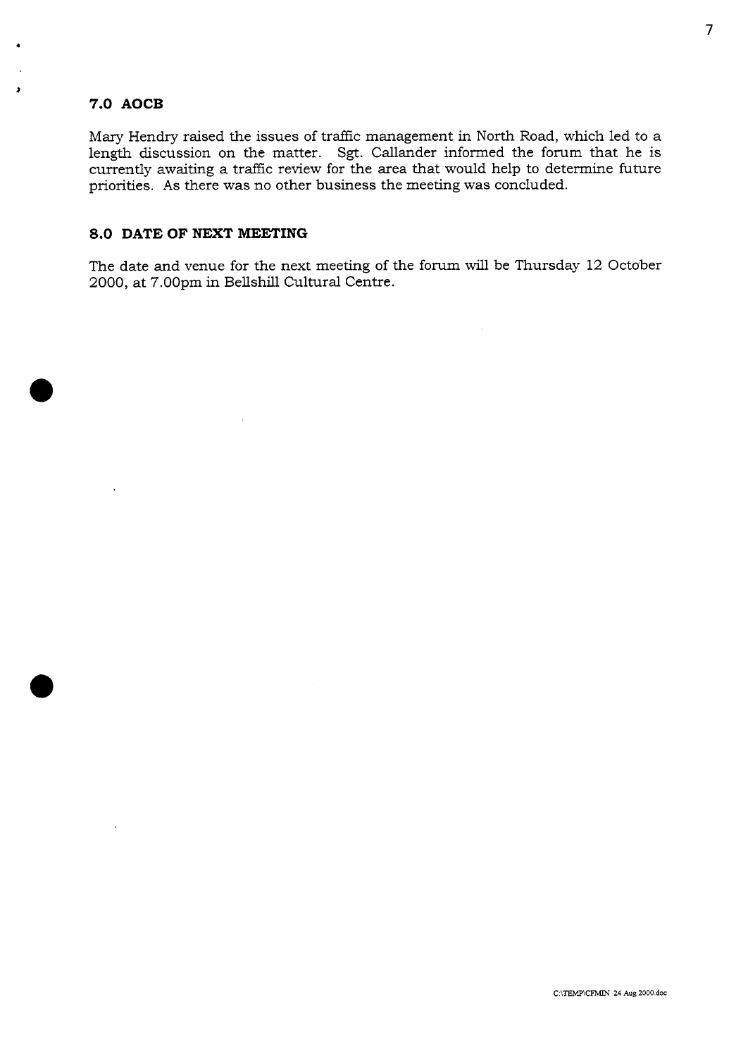## 7.0 AOCB

Mary Hendry raised the issues of traffic management in North Road, which led to a length discussion on the matter. Sgt. Callander informed the forum that he is currently awaiting a traffic review for the area that would help to determine future priorities. As there was no other business the meeting was concluded.

## 8.0 DATE OF NEXT MEETING

The date and venue for the next meeting of the forum will be Thursday 12 October 2000, at 7.00pm in Bellshill Cultural Centre.